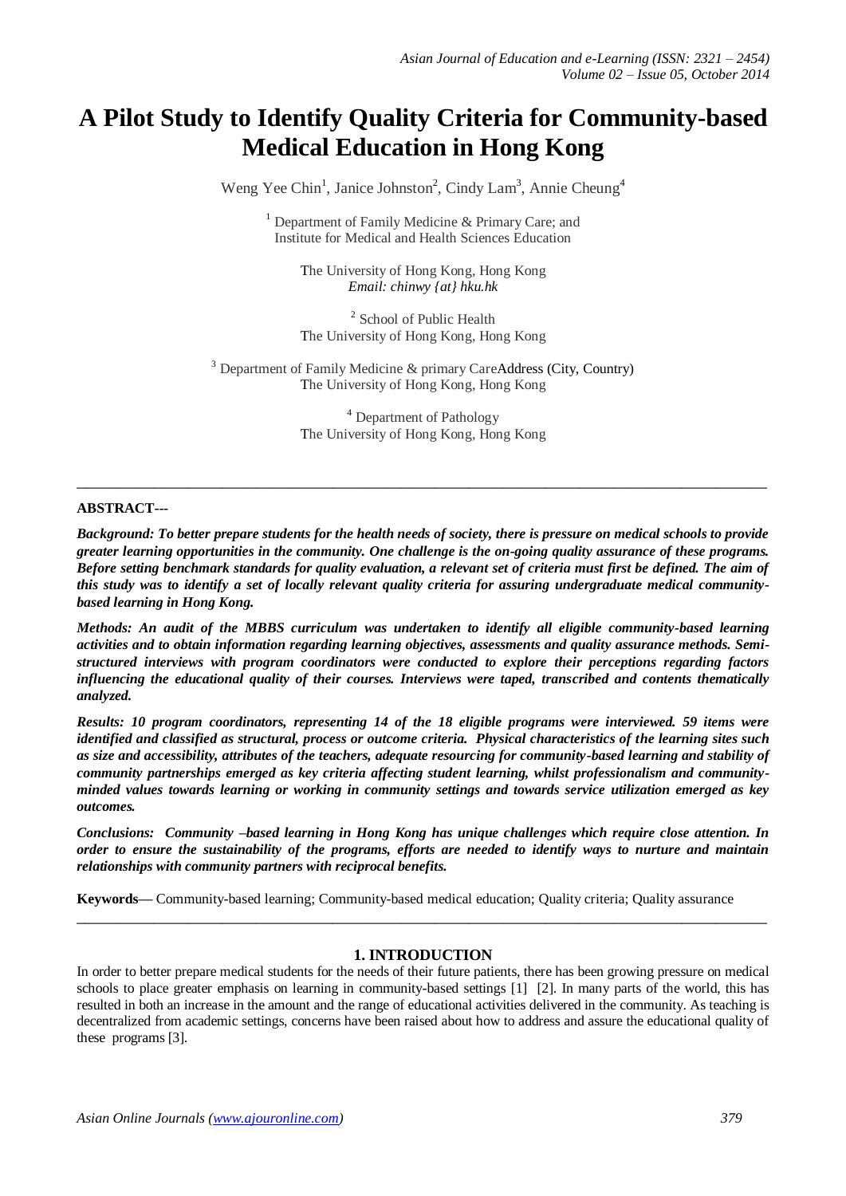# A Pilot Study to Identify Quality Criteria for Community-based Medical Education in Hong Kong

Weng Yee Chin[1], Janice Johnston[2], Cindy Lam[3], Annie Cheung[4]

[1] Department of Family Medicine & Primary Care; and Institute for Medical and Health Sciences Education

The University of Hong Kong, Hong Kong
*Email: chinwy {at} hku.hk*

[2] School of Public Health
The University of Hong Kong, Hong Kong

[3] Department of Family Medicine & primary CareAddress (City, Country)
The University of Hong Kong, Hong Kong

[4] Department of Pathology
The University of Hong Kong, Hong Kong

---

**ABSTRACT---**

***Background:* *To better prepare students for the health needs of society, there is pressure on medical schools to provide greater learning opportunities in the community. One challenge is the on-going quality assurance of these programs. Before setting benchmark standards for quality evaluation, a relevant set of criteria must first be defined. The aim of this study was to identify a set of locally relevant quality criteria for assuring undergraduate medical community-based learning in Hong Kong.***

***Methods: An audit of the MBBS curriculum was undertaken to identify all eligible community-based learning activities and to obtain information regarding learning objectives, assessments and quality assurance methods. Semi-structured interviews with program coordinators were conducted to explore their perceptions regarding factors influencing the educational quality of their courses. Interviews were taped, transcribed and contents thematically analyzed.***

***Results: 10 program coordinators, representing 14 of the 18 eligible programs were interviewed. 59 items were identified and classified as structural, process or outcome criteria. Physical characteristics of the learning sites such as size and accessibility, attributes of the teachers, adequate resourcing for community-based learning and stability of community partnerships emerged as key criteria affecting student learning, whilst professionalism and community-minded values towards learning or working in community settings and towards service utilization emerged as key outcomes.***

***Conclusions: Community –based learning in Hong Kong has unique challenges which require close attention. In order to ensure the sustainability of the programs, efforts are needed to identify ways to nurture and maintain relationships with community partners with reciprocal benefits.***

**Keywords—** Community-based learning; Community-based medical education; Quality criteria; Quality assurance

---

## 1. INTRODUCTION

In order to better prepare medical students for the needs of their future patients, there has been growing pressure on medical schools to place greater emphasis on learning in community-based settings [1] [2]. In many parts of the world, this has resulted in both an increase in the amount and the range of educational activities delivered in the community. As teaching is decentralized from academic settings, concerns have been raised about how to address and assure the educational quality of these programs [3].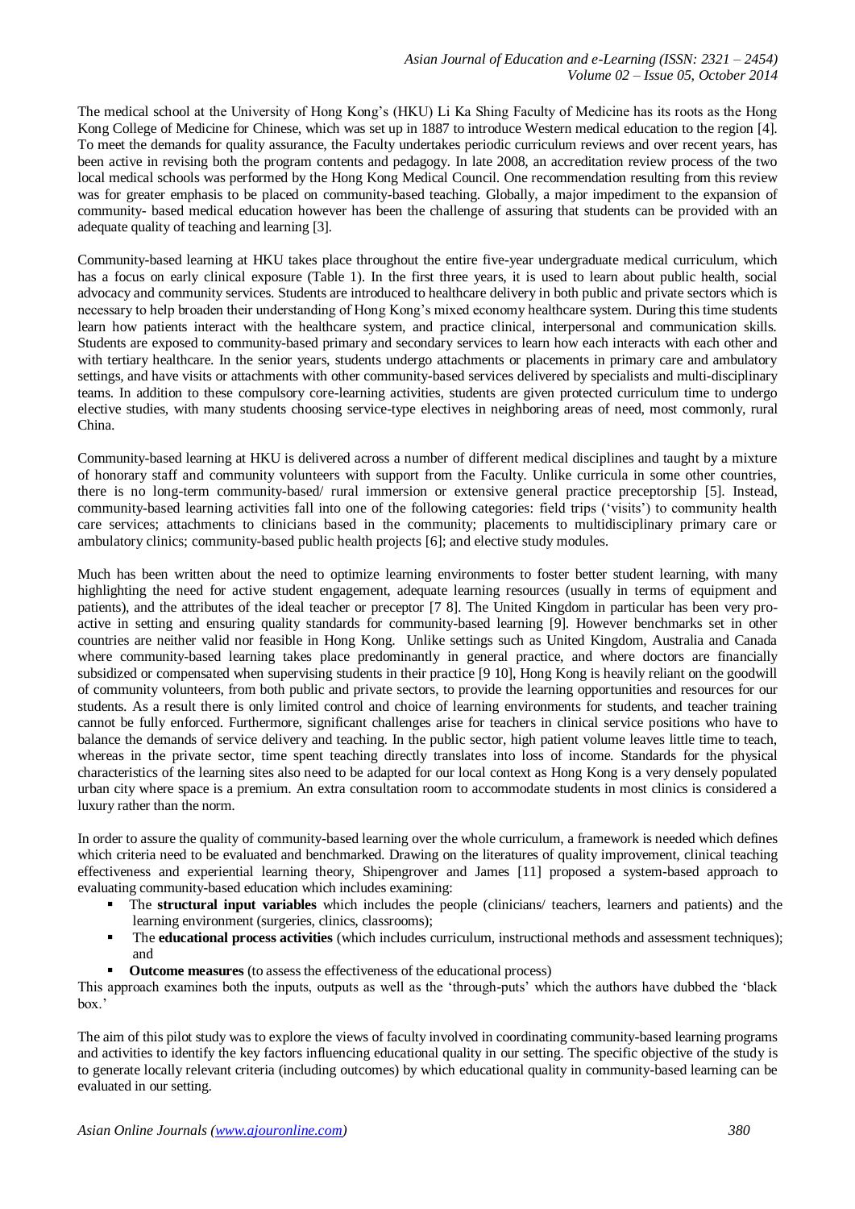The medical school at the University of Hong Kong's (HKU) Li Ka Shing Faculty of Medicine has its roots as the Hong Kong College of Medicine for Chinese, which was set up in 1887 to introduce Western medical education to the region [4]. To meet the demands for quality assurance, the Faculty undertakes periodic curriculum reviews and over recent years, has been active in revising both the program contents and pedagogy. In late 2008, an accreditation review process of the two local medical schools was performed by the Hong Kong Medical Council. One recommendation resulting from this review was for greater emphasis to be placed on community-based teaching. Globally, a major impediment to the expansion of community- based medical education however has been the challenge of assuring that students can be provided with an adequate quality of teaching and learning [3].

Community-based learning at HKU takes place throughout the entire five-year undergraduate medical curriculum, which has a focus on early clinical exposure (Table 1). In the first three years, it is used to learn about public health, social advocacy and community services. Students are introduced to healthcare delivery in both public and private sectors which is necessary to help broaden their understanding of Hong Kong's mixed economy healthcare system. During this time students learn how patients interact with the healthcare system, and practice clinical, interpersonal and communication skills. Students are exposed to community-based primary and secondary services to learn how each interacts with each other and with tertiary healthcare. In the senior years, students undergo attachments or placements in primary care and ambulatory settings, and have visits or attachments with other community-based services delivered by specialists and multi-disciplinary teams. In addition to these compulsory core-learning activities, students are given protected curriculum time to undergo elective studies, with many students choosing service-type electives in neighboring areas of need, most commonly, rural China.

Community-based learning at HKU is delivered across a number of different medical disciplines and taught by a mixture of honorary staff and community volunteers with support from the Faculty. Unlike curricula in some other countries, there is no long-term community-based/ rural immersion or extensive general practice preceptorship [5]. Instead, community-based learning activities fall into one of the following categories: field trips ('visits') to community health care services; attachments to clinicians based in the community; placements to multidisciplinary primary care or ambulatory clinics; community-based public health projects [6]; and elective study modules.

Much has been written about the need to optimize learning environments to foster better student learning, with many highlighting the need for active student engagement, adequate learning resources (usually in terms of equipment and patients), and the attributes of the ideal teacher or preceptor [7 8]. The United Kingdom in particular has been very pro-active in setting and ensuring quality standards for community-based learning [9]. However benchmarks set in other countries are neither valid nor feasible in Hong Kong. Unlike settings such as United Kingdom, Australia and Canada where community-based learning takes place predominantly in general practice, and where doctors are financially subsidized or compensated when supervising students in their practice [9 10], Hong Kong is heavily reliant on the goodwill of community volunteers, from both public and private sectors, to provide the learning opportunities and resources for our students. As a result there is only limited control and choice of learning environments for students, and teacher training cannot be fully enforced. Furthermore, significant challenges arise for teachers in clinical service positions who have to balance the demands of service delivery and teaching. In the public sector, high patient volume leaves little time to teach, whereas in the private sector, time spent teaching directly translates into loss of income. Standards for the physical characteristics of the learning sites also need to be adapted for our local context as Hong Kong is a very densely populated urban city where space is a premium. An extra consultation room to accommodate students in most clinics is considered a luxury rather than the norm.

In order to assure the quality of community-based learning over the whole curriculum, a framework is needed which defines which criteria need to be evaluated and benchmarked. Drawing on the literatures of quality improvement, clinical teaching effectiveness and experiential learning theory, Shipengrover and James [11] proposed a system-based approach to evaluating community-based education which includes examining:

- The **structural input variables** which includes the people (clinicians/ teachers, learners and patients) and the learning environment (surgeries, clinics, classrooms);
- The **educational process activities** (which includes curriculum, instructional methods and assessment techniques); and
- **Outcome measures** (to assess the effectiveness of the educational process)

This approach examines both the inputs, outputs as well as the 'through-puts' which the authors have dubbed the 'black box.'

The aim of this pilot study was to explore the views of faculty involved in coordinating community-based learning programs and activities to identify the key factors influencing educational quality in our setting. The specific objective of the study is to generate locally relevant criteria (including outcomes) by which educational quality in community-based learning can be evaluated in our setting.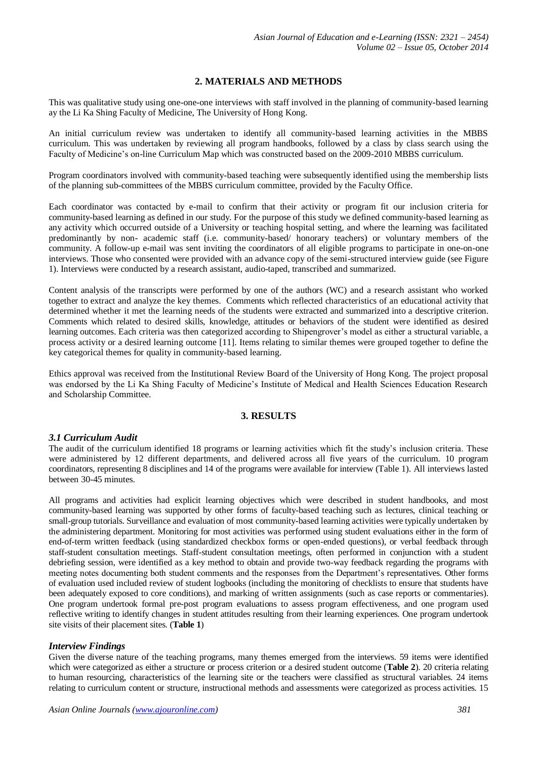## 2. MATERIALS AND METHODS

This was qualitative study using one-one-one interviews with staff involved in the planning of community-based learning ay the Li Ka Shing Faculty of Medicine, The University of Hong Kong.

An initial curriculum review was undertaken to identify all community-based learning activities in the MBBS curriculum. This was undertaken by reviewing all program handbooks, followed by a class by class search using the Faculty of Medicine's on-line Curriculum Map which was constructed based on the 2009-2010 MBBS curriculum.

Program coordinators involved with community-based teaching were subsequently identified using the membership lists of the planning sub-committees of the MBBS curriculum committee, provided by the Faculty Office.

Each coordinator was contacted by e-mail to confirm that their activity or program fit our inclusion criteria for community-based learning as defined in our study. For the purpose of this study we defined community-based learning as any activity which occurred outside of a University or teaching hospital setting, and where the learning was facilitated predominantly by non- academic staff (i.e. community-based/ honorary teachers) or voluntary members of the community. A follow-up e-mail was sent inviting the coordinators of all eligible programs to participate in one-on-one interviews. Those who consented were provided with an advance copy of the semi-structured interview guide (see Figure 1). Interviews were conducted by a research assistant, audio-taped, transcribed and summarized.

Content analysis of the transcripts were performed by one of the authors (WC) and a research assistant who worked together to extract and analyze the key themes. Comments which reflected characteristics of an educational activity that determined whether it met the learning needs of the students were extracted and summarized into a descriptive criterion. Comments which related to desired skills, knowledge, attitudes or behaviors of the student were identified as desired learning outcomes. Each criteria was then categorized according to Shipengrover's model as either a structural variable, a process activity or a desired learning outcome [11]. Items relating to similar themes were grouped together to define the key categorical themes for quality in community-based learning.

Ethics approval was received from the Institutional Review Board of the University of Hong Kong. The project proposal was endorsed by the Li Ka Shing Faculty of Medicine's Institute of Medical and Health Sciences Education Research and Scholarship Committee.

## 3. RESULTS

### *3.1 Curriculum Audit*

The audit of the curriculum identified 18 programs or learning activities which fit the study's inclusion criteria. These were administered by 12 different departments, and delivered across all five years of the curriculum. 10 program coordinators, representing 8 disciplines and 14 of the programs were available for interview (Table 1). All interviews lasted between 30-45 minutes.

All programs and activities had explicit learning objectives which were described in student handbooks, and most community-based learning was supported by other forms of faculty-based teaching such as lectures, clinical teaching or small-group tutorials. Surveillance and evaluation of most community-based learning activities were typically undertaken by the administering department. Monitoring for most activities was performed using student evaluations either in the form of end-of-term written feedback (using standardized checkbox forms or open-ended questions), or verbal feedback through staff-student consultation meetings. Staff-student consultation meetings, often performed in conjunction with a student debriefing session, were identified as a key method to obtain and provide two-way feedback regarding the programs with meeting notes documenting both student comments and the responses from the Department's representatives. Other forms of evaluation used included review of student logbooks (including the monitoring of checklists to ensure that students have been adequately exposed to core conditions), and marking of written assignments (such as case reports or commentaries). One program undertook formal pre-post program evaluations to assess program effectiveness, and one program used reflective writing to identify changes in student attitudes resulting from their learning experiences. One program undertook site visits of their placement sites. (**Table 1**)

### *Interview Findings*

Given the diverse nature of the teaching programs, many themes emerged from the interviews. 59 items were identified which were categorized as either a structure or process criterion or a desired student outcome (**Table 2**). 20 criteria relating to human resourcing, characteristics of the learning site or the teachers were classified as structural variables. 24 items relating to curriculum content or structure, instructional methods and assessments were categorized as process activities. 15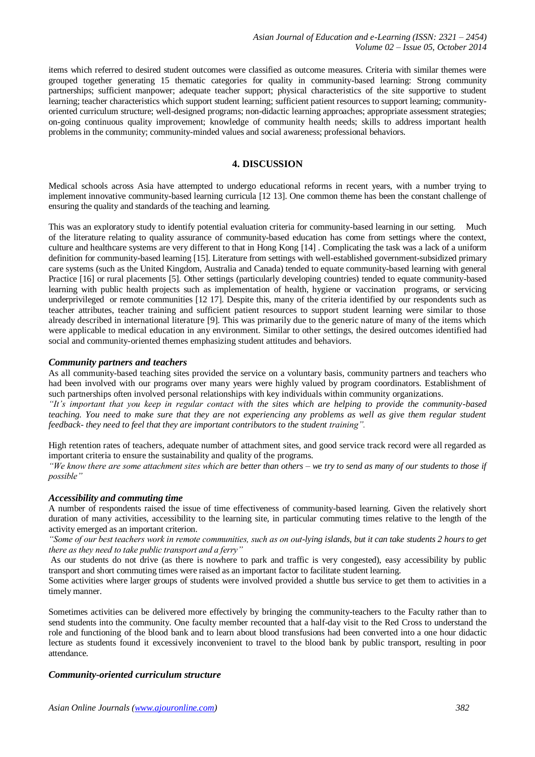items which referred to desired student outcomes were classified as outcome measures. Criteria with similar themes were grouped together generating 15 thematic categories for quality in community-based learning: Strong community partnerships; sufficient manpower; adequate teacher support; physical characteristics of the site supportive to student learning; teacher characteristics which support student learning; sufficient patient resources to support learning; community-oriented curriculum structure; well-designed programs; non-didactic learning approaches; appropriate assessment strategies; on-going continuous quality improvement; knowledge of community health needs; skills to address important health problems in the community; community-minded values and social awareness; professional behaviors.

## 4. DISCUSSION

Medical schools across Asia have attempted to undergo educational reforms in recent years, with a number trying to implement innovative community-based learning curricula [12 13]. One common theme has been the constant challenge of ensuring the quality and standards of the teaching and learning.

This was an exploratory study to identify potential evaluation criteria for community-based learning in our setting. Much of the literature relating to quality assurance of community-based education has come from settings where the context, culture and healthcare systems are very different to that in Hong Kong [14] . Complicating the task was a lack of a uniform definition for community-based learning [15]. Literature from settings with well-established government-subsidized primary care systems (such as the United Kingdom, Australia and Canada) tended to equate community-based learning with general Practice [16] or rural placements [5]. Other settings (particularly developing countries) tended to equate community-based learning with public health projects such as implementation of health, hygiene or vaccination programs, or servicing underprivileged or remote communities [12 17]. Despite this, many of the criteria identified by our respondents such as teacher attributes, teacher training and sufficient patient resources to support student learning were similar to those already described in international literature [9]. This was primarily due to the generic nature of many of the items which were applicable to medical education in any environment. Similar to other settings, the desired outcomes identified had social and community-oriented themes emphasizing student attitudes and behaviors.

### *Community partners and teachers*

As all community-based teaching sites provided the service on a voluntary basis, community partners and teachers who had been involved with our programs over many years were highly valued by program coordinators. Establishment of such partnerships often involved personal relationships with key individuals within community organizations.

*"It's important that you keep in regular contact with the sites which are helping to provide the community-based teaching. You need to make sure that they are not experiencing any problems as well as give them regular student feedback- they need to feel that they are important contributors to the student training".*

High retention rates of teachers, adequate number of attachment sites, and good service track record were all regarded as important criteria to ensure the sustainability and quality of the programs.

*"We know there are some attachment sites which are better than others – we try to send as many of our students to those if possible"*

### *Accessibility and commuting time*

A number of respondents raised the issue of time effectiveness of community-based learning. Given the relatively short duration of many activities, accessibility to the learning site, in particular commuting times relative to the length of the activity emerged as an important criterion.

*"Some of our best teachers work in remote communities, such as on out-lying islands, but it can take students 2 hours to get there as they need to take public transport and a ferry"*

As our students do not drive (as there is nowhere to park and traffic is very congested), easy accessibility by public transport and short commuting times were raised as an important factor to facilitate student learning.

Some activities where larger groups of students were involved provided a shuttle bus service to get them to activities in a timely manner.

Sometimes activities can be delivered more effectively by bringing the community-teachers to the Faculty rather than to send students into the community. One faculty member recounted that a half-day visit to the Red Cross to understand the role and functioning of the blood bank and to learn about blood transfusions had been converted into a one hour didactic lecture as students found it excessively inconvenient to travel to the blood bank by public transport, resulting in poor attendance.

### *Community-oriented curriculum structure*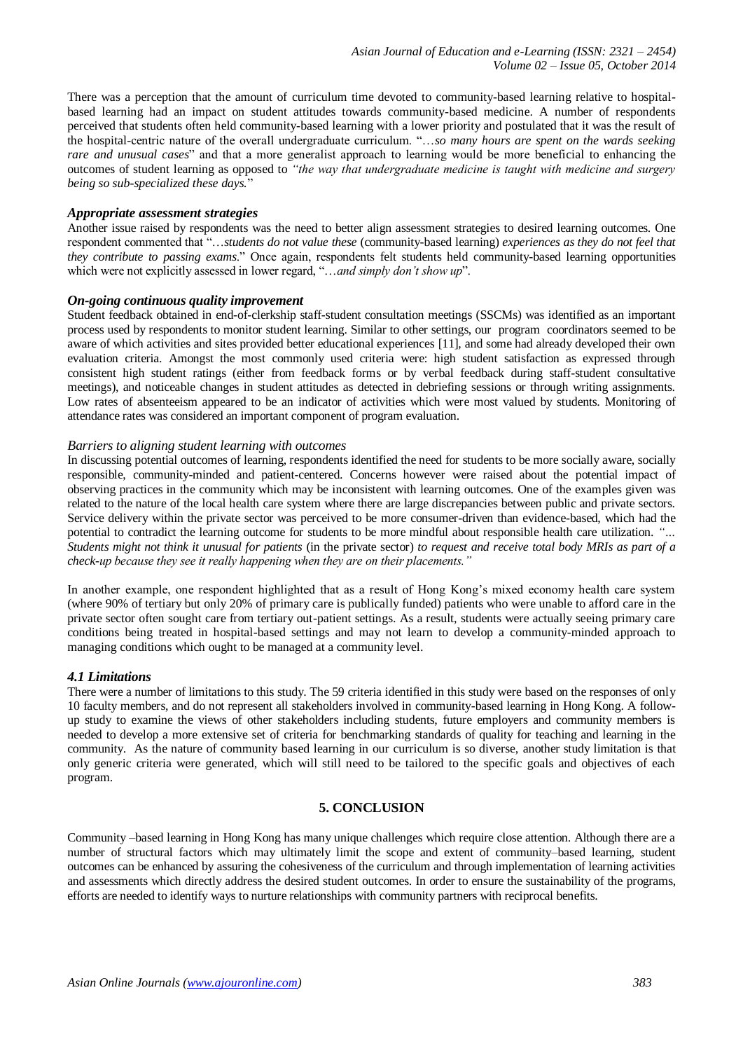There was a perception that the amount of curriculum time devoted to community-based learning relative to hospital-based learning had an impact on student attitudes towards community-based medicine. A number of respondents perceived that students often held community-based learning with a lower priority and postulated that it was the result of the hospital-centric nature of the overall undergraduate curriculum. "*…so many hours are spent on the wards seeking rare and unusual cases*" and that a more generalist approach to learning would be more beneficial to enhancing the outcomes of student learning as opposed to *"the way that undergraduate medicine is taught with medicine and surgery being so sub-specialized these days.*"

### *Appropriate assessment strategies*

Another issue raised by respondents was the need to better align assessment strategies to desired learning outcomes. One respondent commented that "*…students do not value these* (community-based learning) *experiences as they do not feel that they contribute to passing exams*." Once again, respondents felt students held community-based learning opportunities which were not explicitly assessed in lower regard, "*…and simply don't show up*".

### *On-going continuous quality improvement*

Student feedback obtained in end-of-clerkship staff-student consultation meetings (SSCMs) was identified as an important process used by respondents to monitor student learning. Similar to other settings, our program coordinators seemed to be aware of which activities and sites provided better educational experiences [11], and some had already developed their own evaluation criteria. Amongst the most commonly used criteria were: high student satisfaction as expressed through consistent high student ratings (either from feedback forms or by verbal feedback during staff-student consultative meetings), and noticeable changes in student attitudes as detected in debriefing sessions or through writing assignments. Low rates of absenteeism appeared to be an indicator of activities which were most valued by students. Monitoring of attendance rates was considered an important component of program evaluation.

### *Barriers to aligning student learning with outcomes*

In discussing potential outcomes of learning, respondents identified the need for students to be more socially aware, socially responsible, community-minded and patient-centered. Concerns however were raised about the potential impact of observing practices in the community which may be inconsistent with learning outcomes. One of the examples given was related to the nature of the local health care system where there are large discrepancies between public and private sectors. Service delivery within the private sector was perceived to be more consumer-driven than evidence-based, which had the potential to contradict the learning outcome for students to be more mindful about responsible health care utilization. *"... Students might not think it unusual for patients* (in the private sector) *to request and receive total body MRIs as part of a check-up because they see it really happening when they are on their placements."*

In another example, one respondent highlighted that as a result of Hong Kong's mixed economy health care system (where 90% of tertiary but only 20% of primary care is publically funded) patients who were unable to afford care in the private sector often sought care from tertiary out-patient settings. As a result, students were actually seeing primary care conditions being treated in hospital-based settings and may not learn to develop a community-minded approach to managing conditions which ought to be managed at a community level.

### *4.1 Limitations*

There were a number of limitations to this study. The 59 criteria identified in this study were based on the responses of only 10 faculty members, and do not represent all stakeholders involved in community-based learning in Hong Kong. A follow-up study to examine the views of other stakeholders including students, future employers and community members is needed to develop a more extensive set of criteria for benchmarking standards of quality for teaching and learning in the community. As the nature of community based learning in our curriculum is so diverse, another study limitation is that only generic criteria were generated, which will still need to be tailored to the specific goals and objectives of each program.

## 5. CONCLUSION

Community –based learning in Hong Kong has many unique challenges which require close attention. Although there are a number of structural factors which may ultimately limit the scope and extent of community–based learning, student outcomes can be enhanced by assuring the cohesiveness of the curriculum and through implementation of learning activities and assessments which directly address the desired student outcomes. In order to ensure the sustainability of the programs, efforts are needed to identify ways to nurture relationships with community partners with reciprocal benefits.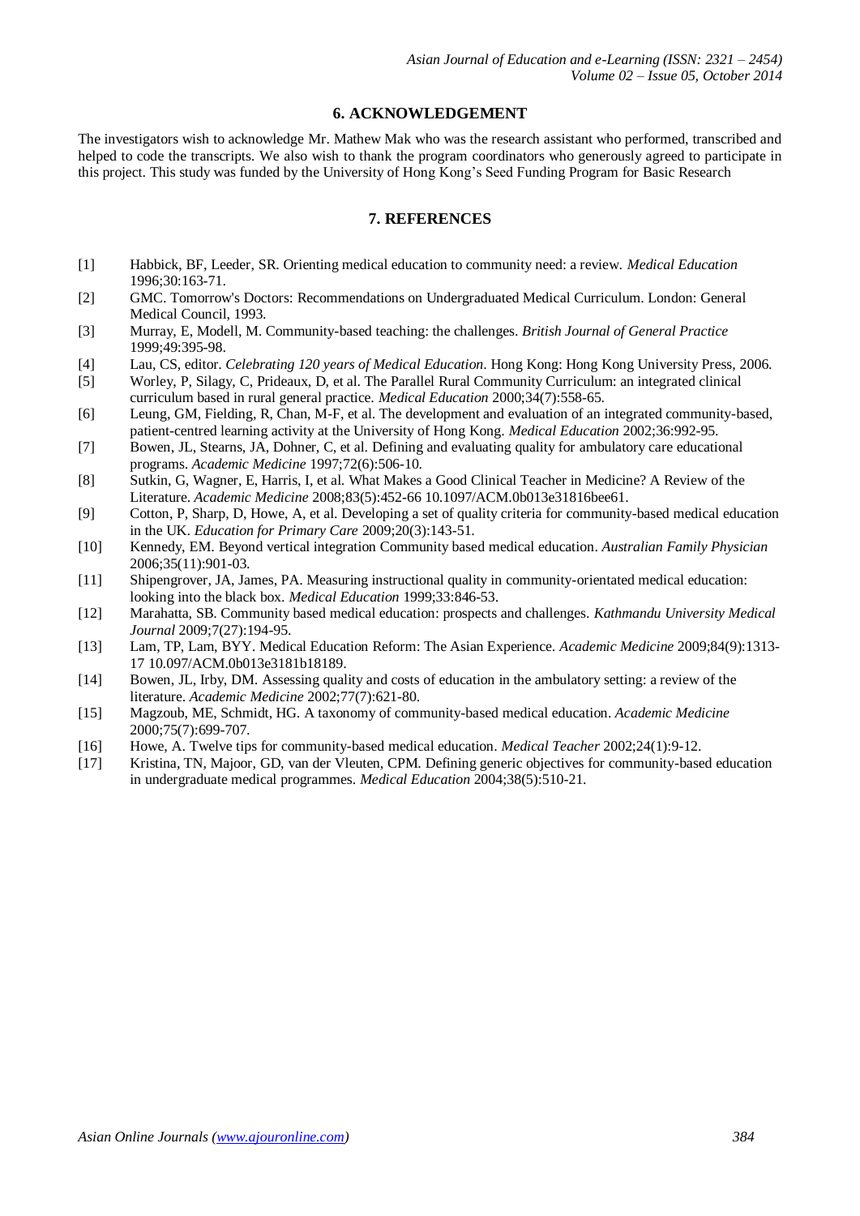## 6. ACKNOWLEDGEMENT

The investigators wish to acknowledge Mr. Mathew Mak who was the research assistant who performed, transcribed and helped to code the transcripts. We also wish to thank the program coordinators who generously agreed to participate in this project. This study was funded by the University of Hong Kong's Seed Funding Program for Basic Research

## 7. REFERENCES

[1] Habbick, BF, Leeder, SR. Orienting medical education to community need: a review. *Medical Education* 1996;30:163-71.

[2] GMC. Tomorrow's Doctors: Recommendations on Undergraduated Medical Curriculum. London: General Medical Council, 1993.

[3] Murray, E, Modell, M. Community-based teaching: the challenges. *British Journal of General Practice* 1999;49:395-98.

[4] Lau, CS, editor. *Celebrating 120 years of Medical Education*. Hong Kong: Hong Kong University Press, 2006.

[5] Worley, P, Silagy, C, Prideaux, D, et al. The Parallel Rural Community Curriculum: an integrated clinical curriculum based in rural general practice. *Medical Education* 2000;34(7):558-65.

[6] Leung, GM, Fielding, R, Chan, M-F, et al. The development and evaluation of an integrated community-based, patient-centred learning activity at the University of Hong Kong. *Medical Education* 2002;36:992-95.

[7] Bowen, JL, Stearns, JA, Dohner, C, et al. Defining and evaluating quality for ambulatory care educational programs. *Academic Medicine* 1997;72(6):506-10.

[8] Sutkin, G, Wagner, E, Harris, I, et al. What Makes a Good Clinical Teacher in Medicine? A Review of the Literature. *Academic Medicine* 2008;83(5):452-66 10.1097/ACM.0b013e31816bee61.

[9] Cotton, P, Sharp, D, Howe, A, et al. Developing a set of quality criteria for community-based medical education in the UK. *Education for Primary Care* 2009;20(3):143-51.

[10] Kennedy, EM. Beyond vertical integration Community based medical education. *Australian Family Physician* 2006;35(11):901-03.

[11] Shipengrover, JA, James, PA. Measuring instructional quality in community-orientated medical education: looking into the black box. *Medical Education* 1999;33:846-53.

[12] Marahatta, SB. Community based medical education: prospects and challenges. *Kathmandu University Medical Journal* 2009;7(27):194-95.

[13] Lam, TP, Lam, BYY. Medical Education Reform: The Asian Experience. *Academic Medicine* 2009;84(9):1313-17 10.097/ACM.0b013e3181b18189.

[14] Bowen, JL, Irby, DM. Assessing quality and costs of education in the ambulatory setting: a review of the literature. *Academic Medicine* 2002;77(7):621-80.

[15] Magzoub, ME, Schmidt, HG. A taxonomy of community-based medical education. *Academic Medicine* 2000;75(7):699-707.

[16] Howe, A. Twelve tips for community-based medical education. *Medical Teacher* 2002;24(1):9-12.

[17] Kristina, TN, Majoor, GD, van der Vleuten, CPM. Defining generic objectives for community-based education in undergraduate medical programmes. *Medical Education* 2004;38(5):510-21.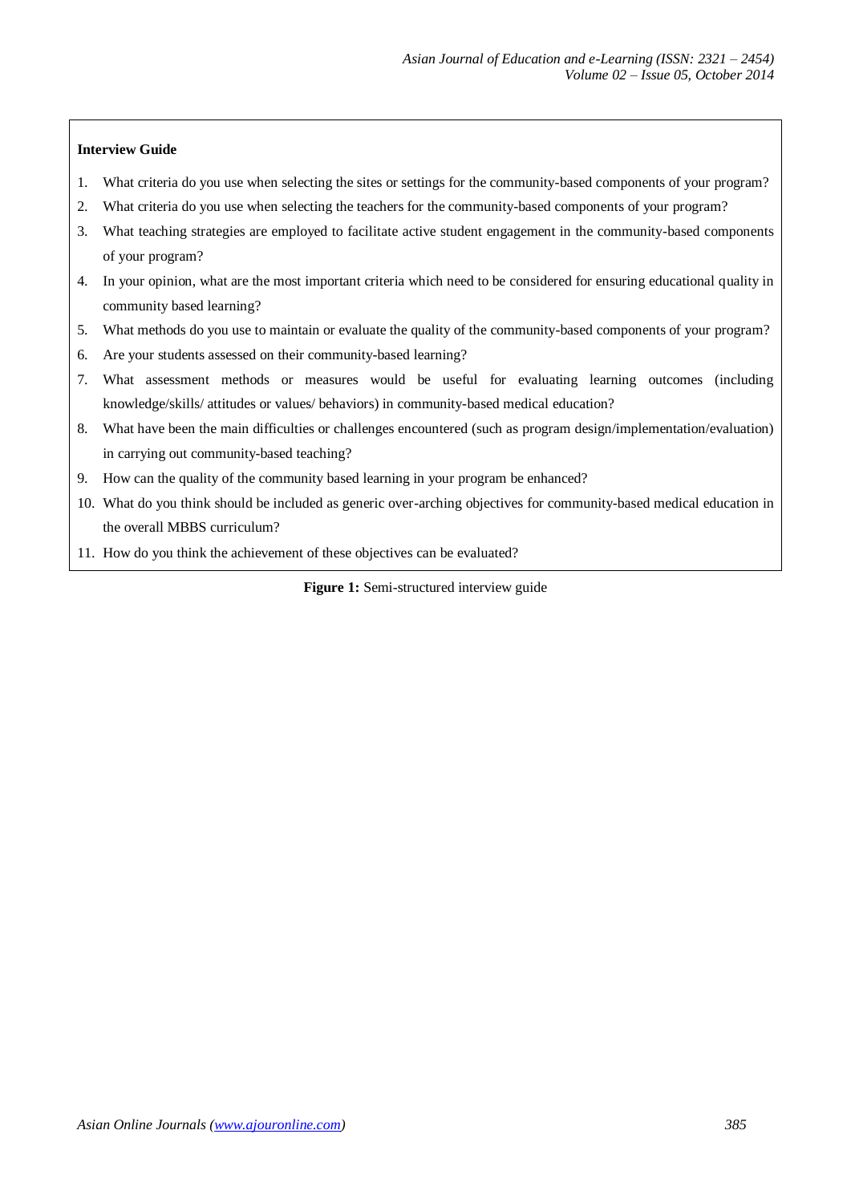**Interview Guide**

1. What criteria do you use when selecting the sites or settings for the community-based components of your program?
2. What criteria do you use when selecting the teachers for the community-based components of your program?
3. What teaching strategies are employed to facilitate active student engagement in the community-based components of your program?
4. In your opinion, what are the most important criteria which need to be considered for ensuring educational quality in community based learning?
5. What methods do you use to maintain or evaluate the quality of the community-based components of your program?
6. Are your students assessed on their community-based learning?
7. What assessment methods or measures would be useful for evaluating learning outcomes (including knowledge/skills/ attitudes or values/ behaviors) in community-based medical education?
8. What have been the main difficulties or challenges encountered (such as program design/implementation/evaluation) in carrying out community-based teaching?
9. How can the quality of the community based learning in your program be enhanced?
10. What do you think should be included as generic over-arching objectives for community-based medical education in the overall MBBS curriculum?
11. How do you think the achievement of these objectives can be evaluated?

**Figure 1:** Semi-structured interview guide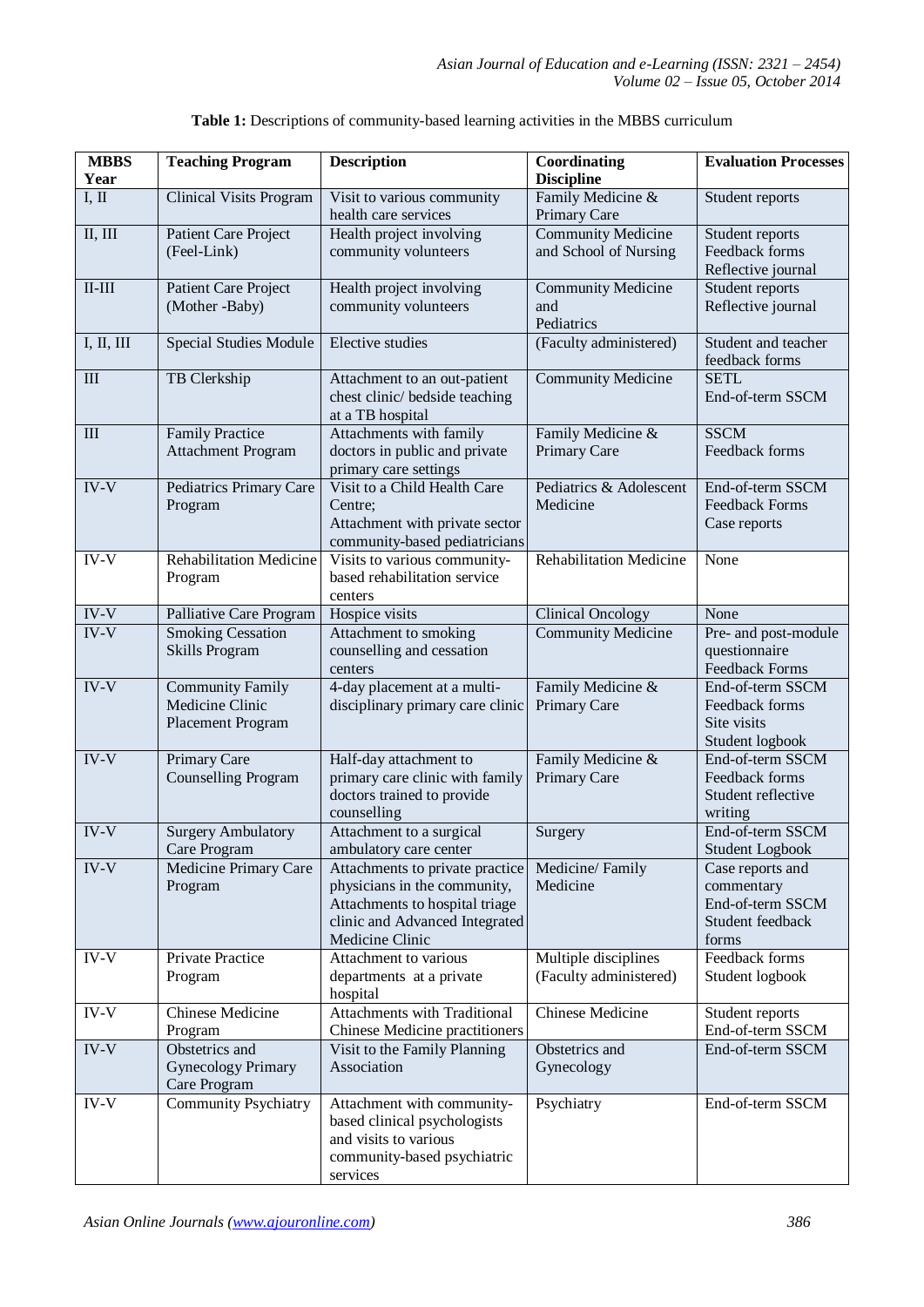**Table 1:** Descriptions of community-based learning activities in the MBBS curriculum

| MBBS Year | Teaching Program | Description | Coordinating Discipline | Evaluation Processes |
|---|---|---|---|---|
| I, II | Clinical Visits Program | Visit to various community health care services | Family Medicine & Primary Care | Student reports |
| II, III | Patient Care Project (Feel-Link) | Health project involving community volunteers | Community Medicine and School of Nursing | Student reports<br>Feedback forms<br>Reflective journal |
| II-III | Patient Care Project (Mother -Baby) | Health project involving community volunteers | Community Medicine and Pediatrics | Student reports<br>Reflective journal |
| I, II, III | Special Studies Module | Elective studies | (Faculty administered) | Student and teacher feedback forms |
| III | TB Clerkship | Attachment to an out-patient chest clinic/ bedside teaching at a TB hospital | Community Medicine | SETL<br>End-of-term SSCM |
| III | Family Practice Attachment Program | Attachments with family doctors in public and private primary care settings | Family Medicine & Primary Care | SSCM<br>Feedback forms |
| IV-V | Pediatrics Primary Care Program | Visit to a Child Health Care Centre;<br>Attachment with private sector community-based pediatricians | Pediatrics & Adolescent Medicine | End-of-term SSCM<br>Feedback Forms<br>Case reports |
| IV-V | Rehabilitation Medicine Program | Visits to various community-based rehabilitation service centers | Rehabilitation Medicine | None |
| IV-V | Palliative Care Program | Hospice visits | Clinical Oncology | None |
| IV-V | Smoking Cessation Skills Program | Attachment to smoking counselling and cessation centers | Community Medicine | Pre- and post-module questionnaire<br>Feedback Forms |
| IV-V | Community Family Medicine Clinic Placement Program | 4-day placement at a multi-disciplinary primary care clinic | Family Medicine & Primary Care | End-of-term SSCM<br>Feedback forms<br>Site visits<br>Student logbook |
| IV-V | Primary Care Counselling Program | Half-day attachment to primary care clinic with family doctors trained to provide counselling | Family Medicine & Primary Care | End-of-term SSCM<br>Feedback forms<br>Student reflective writing |
| IV-V | Surgery Ambulatory Care Program | Attachment to a surgical ambulatory care center | Surgery | End-of-term SSCM<br>Student Logbook |
| IV-V | Medicine Primary Care Program | Attachments to private practice physicians in the community,<br>Attachments to hospital triage clinic and Advanced Integrated Medicine Clinic | Medicine/ Family Medicine | Case reports and commentary<br>End-of-term SSCM<br>Student feedback forms |
| IV-V | Private Practice Program | Attachment to various departments at a private hospital | Multiple disciplines (Faculty administered) | Feedback forms<br>Student logbook |
| IV-V | Chinese Medicine Program | Attachments with Traditional Chinese Medicine practitioners | Chinese Medicine | Student reports<br>End-of-term SSCM |
| IV-V | Obstetrics and Gynecology Primary Care Program | Visit to the Family Planning Association | Obstetrics and Gynecology | End-of-term SSCM |
| IV-V | Community Psychiatry | Attachment with community-based clinical psychologists and visits to various community-based psychiatric services | Psychiatry | End-of-term SSCM |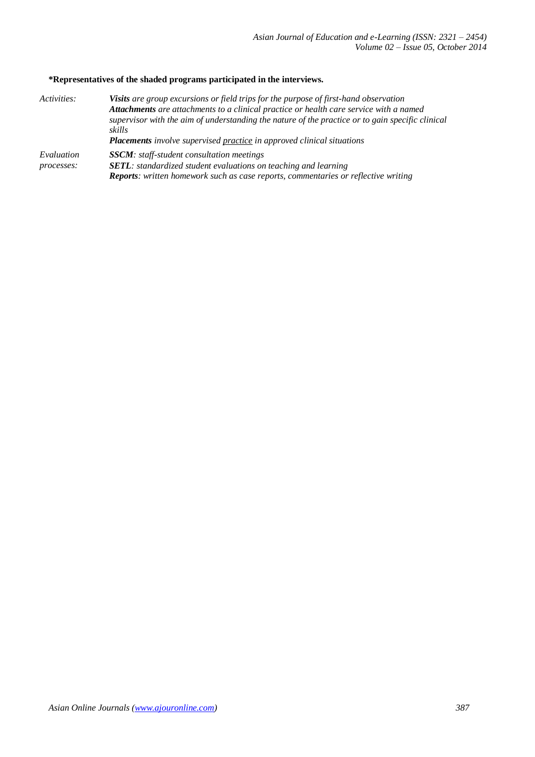**\*Representatives of the shaded programs participated in the interviews.**

| | |
|---|---|
| *Activities:* | ***Visits** are group excursions or field trips for the purpose of first-hand observation* |
| | ***Attachments** are attachments to a clinical practice or health care service with a named supervisor with the aim of understanding the nature of the practice or to gain specific clinical skills* |
| | ***Placements** involve supervised <u>practice</u> in approved clinical situations* |
| *Evaluation processes:* | ***SSCM**: staff-student consultation meetings* |
| | ***SETL**: standardized student evaluations on teaching and learning* |
| | ***Reports**: written homework such as case reports, commentaries or reflective writing* |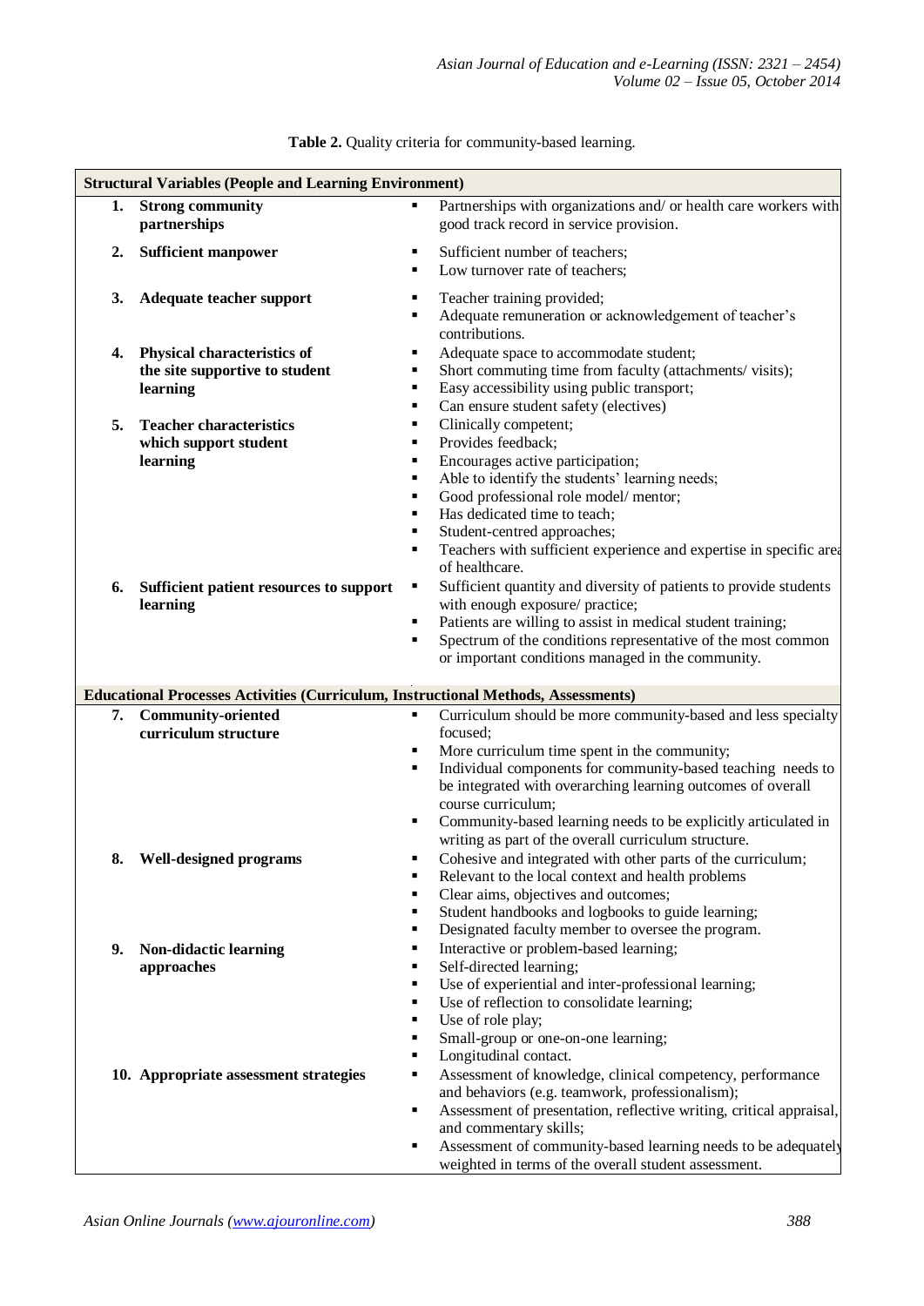**Table 2.** Quality criteria for community-based learning.

| Criteria | Description |
|---|---|
| **Structural Variables (People and Learning Environment)** | |
| **1. Strong community partnerships** | ▪ Partnerships with organizations and/ or health care workers with good track record in service provision. |
| **2. Sufficient manpower** | ▪ Sufficient number of teachers;<br>▪ Low turnover rate of teachers; |
| **3. Adequate teacher support** | ▪ Teacher training provided;<br>▪ Adequate remuneration or acknowledgement of teacher's contributions. |
| **4. Physical characteristics of the site supportive to student learning** | ▪ Adequate space to accommodate student;<br>▪ Short commuting time from faculty (attachments/ visits);<br>▪ Easy accessibility using public transport;<br>▪ Can ensure student safety (electives) |
| **5. Teacher characteristics which support student learning** | ▪ Clinically competent;<br>▪ Provides feedback;<br>▪ Encourages active participation;<br>▪ Able to identify the students' learning needs;<br>▪ Good professional role model/ mentor;<br>▪ Has dedicated time to teach;<br>▪ Student-centred approaches;<br>▪ Teachers with sufficient experience and expertise in specific area of healthcare. |
| **6. Sufficient patient resources to support learning** | ▪ Sufficient quantity and diversity of patients to provide students with enough exposure/ practice;<br>▪ Patients are willing to assist in medical student training;<br>▪ Spectrum of the conditions representative of the most common or important conditions managed in the community. |
| **Educational Processes Activities (Curriculum, Instructional Methods, Assessments)** | |
| **7. Community-oriented curriculum structure** | ▪ Curriculum should be more community-based and less specialty focused;<br>▪ More curriculum time spent in the community;<br>▪ Individual components for community-based teaching needs to be integrated with overarching learning outcomes of overall course curriculum;<br>▪ Community-based learning needs to be explicitly articulated in writing as part of the overall curriculum structure. |
| **8. Well-designed programs** | ▪ Cohesive and integrated with other parts of the curriculum;<br>▪ Relevant to the local context and health problems<br>▪ Clear aims, objectives and outcomes;<br>▪ Student handbooks and logbooks to guide learning;<br>▪ Designated faculty member to oversee the program. |
| **9. Non-didactic learning approaches** | ▪ Interactive or problem-based learning;<br>▪ Self-directed learning;<br>▪ Use of experiential and inter-professional learning;<br>▪ Use of reflection to consolidate learning;<br>▪ Use of role play;<br>▪ Small-group or one-on-one learning;<br>▪ Longitudinal contact. |
| **10. Appropriate assessment strategies** | ▪ Assessment of knowledge, clinical competency, performance and behaviors (e.g. teamwork, professionalism);<br>▪ Assessment of presentation, reflective writing, critical appraisal, and commentary skills;<br>▪ Assessment of community-based learning needs to be adequately weighted in terms of the overall student assessment. |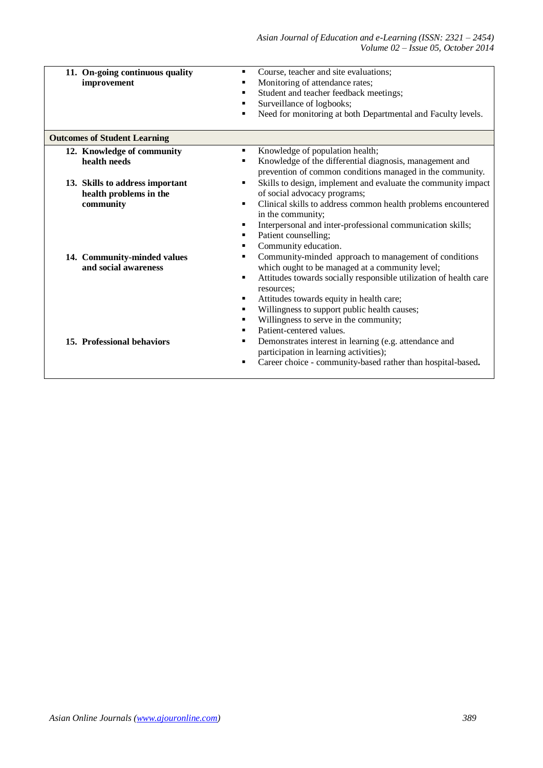| | |
|---|---|
| **11. On-going continuous quality improvement** | ▪ Course, teacher and site evaluations;<br>▪ Monitoring of attendance rates;<br>▪ Student and teacher feedback meetings;<br>▪ Surveillance of logbooks;<br>▪ Need for monitoring at both Departmental and Faculty levels. |
| **Outcomes of Student Learning** | |
| **12. Knowledge of community health needs** | ▪ Knowledge of population health;<br>▪ Knowledge of the differential diagnosis, management and prevention of common conditions managed in the community. |
| **13. Skills to address important health problems in the community** | ▪ Skills to design, implement and evaluate the community impact of social advocacy programs;<br>▪ Clinical skills to address common health problems encountered in the community;<br>▪ Interpersonal and inter-professional communication skills;<br>▪ Patient counselling;<br>▪ Community education. |
| **14. Community-minded values and social awareness** | ▪ Community-minded approach to management of conditions which ought to be managed at a community level;<br>▪ Attitudes towards socially responsible utilization of health care resources;<br>▪ Attitudes towards equity in health care;<br>▪ Willingness to support public health causes;<br>▪ Willingness to serve in the community;<br>▪ Patient-centered values. |
| **15. Professional behaviors** | ▪ Demonstrates interest in learning (e.g. attendance and participation in learning activities);<br>▪ Career choice - community-based rather than hospital-based. |